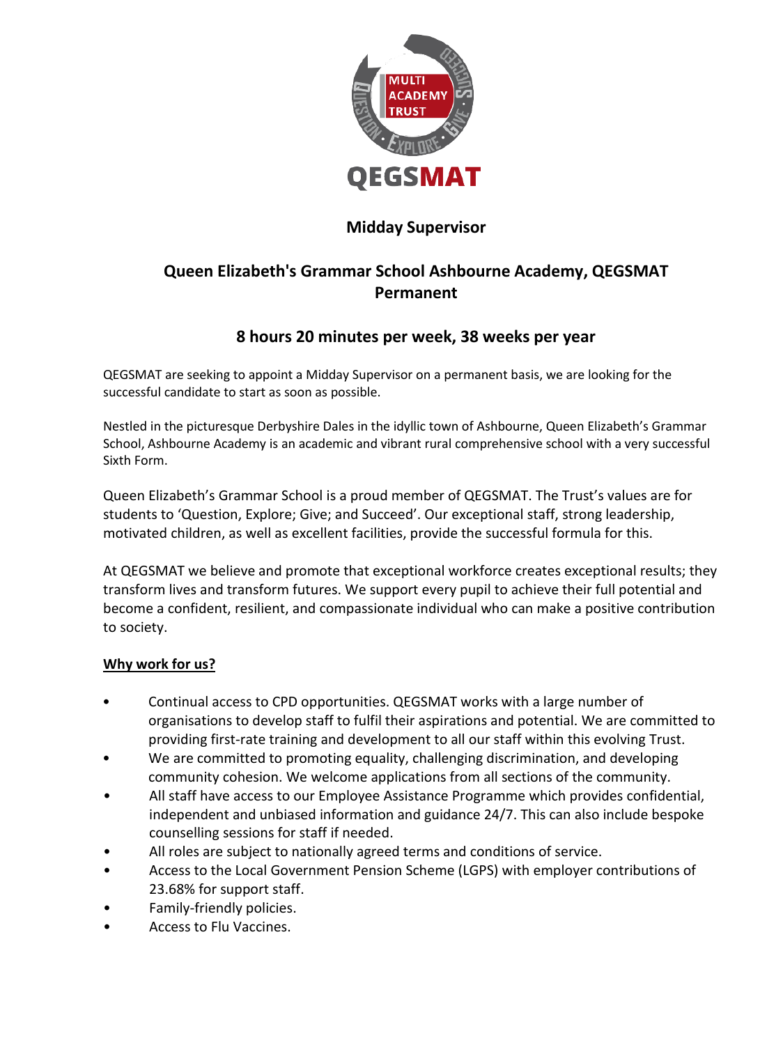# Midday Supervisor

## Queen Elizabeth's Grammar School Ashbourne Academy, QEGSMAT
## Permanent

### 8 hours 20 minutes per week, 38 weeks per year

QEGSMAT are seeking to appoint a Midday Supervisor on a permanent basis, we are looking for the successful candidate to start as soon as possible.

Nestled in the picturesque Derbyshire Dales in the idyllic town of Ashbourne, Queen Elizabeth's Grammar School, Ashbourne Academy is an academic and vibrant rural comprehensive school with a very successful Sixth Form.

Queen Elizabeth's Grammar School is a proud member of QEGSMAT. The Trust's values are for students to 'Question, Explore; Give; and Succeed'. Our exceptional staff, strong leadership, motivated children, as well as excellent facilities, provide the successful formula for this.

At QEGSMAT we believe and promote that exceptional workforce creates exceptional results; they transform lives and transform futures. We support every pupil to achieve their full potential and become a confident, resilient, and compassionate individual who can make a positive contribution to society.

**Why work for us?**

- Continual access to CPD opportunities. QEGSMAT works with a large number of organisations to develop staff to fulfil their aspirations and potential. We are committed to providing first-rate training and development to all our staff within this evolving Trust.
- We are committed to promoting equality, challenging discrimination, and developing community cohesion. We welcome applications from all sections of the community.
- All staff have access to our Employee Assistance Programme which provides confidential, independent and unbiased information and guidance 24/7. This can also include bespoke counselling sessions for staff if needed.
- All roles are subject to nationally agreed terms and conditions of service.
- Access to the Local Government Pension Scheme (LGPS) with employer contributions of 23.68% for support staff.
- Family-friendly policies.
- Access to Flu Vaccines.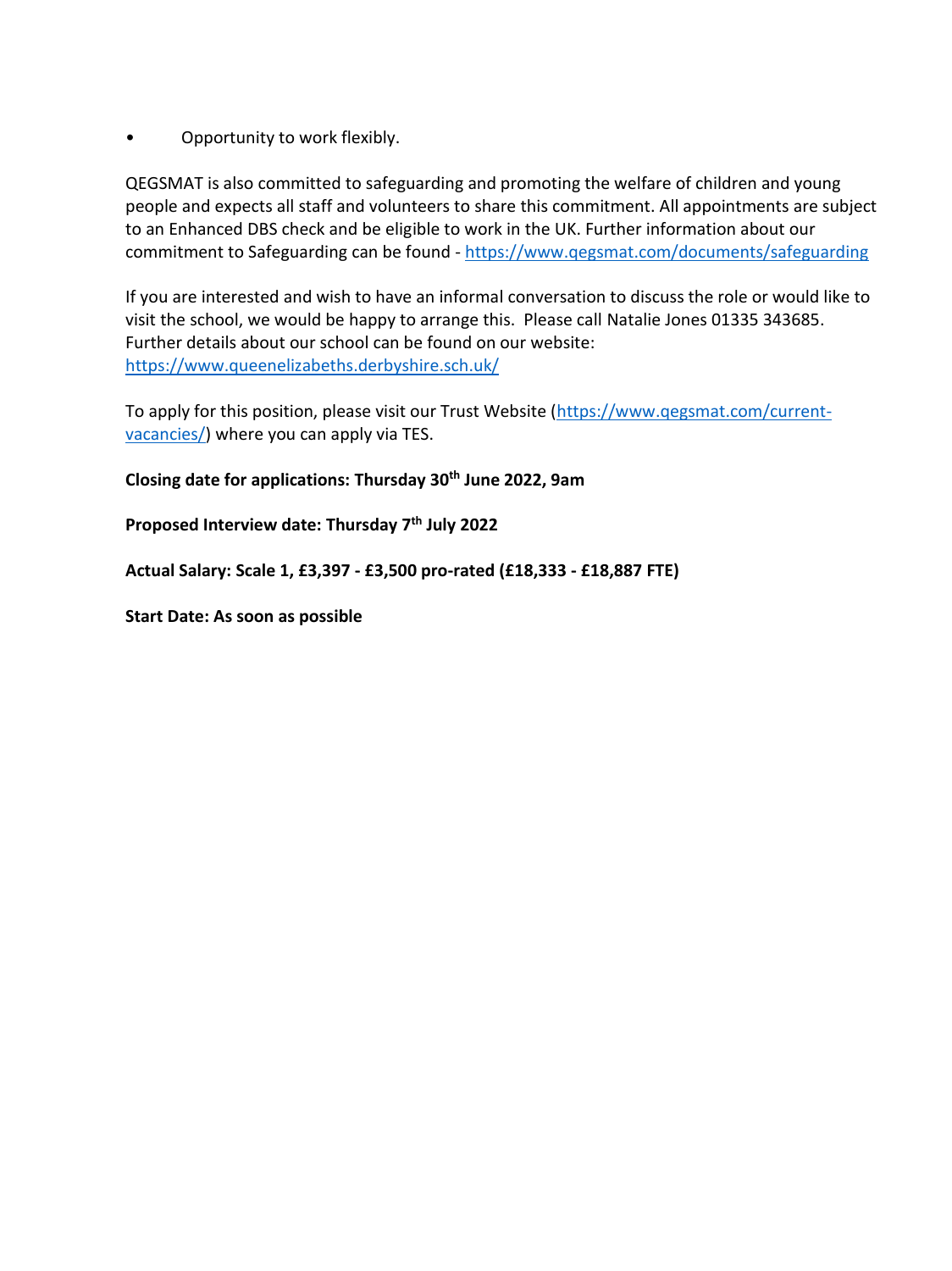- Opportunity to work flexibly.

QEGSMAT is also committed to safeguarding and promoting the welfare of children and young people and expects all staff and volunteers to share this commitment. All appointments are subject to an Enhanced DBS check and be eligible to work in the UK. Further information about our commitment to Safeguarding can be found - https://www.qegsmat.com/documents/safeguarding

If you are interested and wish to have an informal conversation to discuss the role or would like to visit the school, we would be happy to arrange this. Please call Natalie Jones 01335 343685. Further details about our school can be found on our website: https://www.queenelizabeths.derbyshire.sch.uk/

To apply for this position, please visit our Trust Website (https://www.qegsmat.com/current-vacancies/) where you can apply via TES.

**Closing date for applications: Thursday 30th June 2022, 9am**

**Proposed Interview date: Thursday 7th July 2022**

**Actual Salary: Scale 1, £3,397 - £3,500 pro-rated (£18,333 - £18,887 FTE)**

**Start Date: As soon as possible**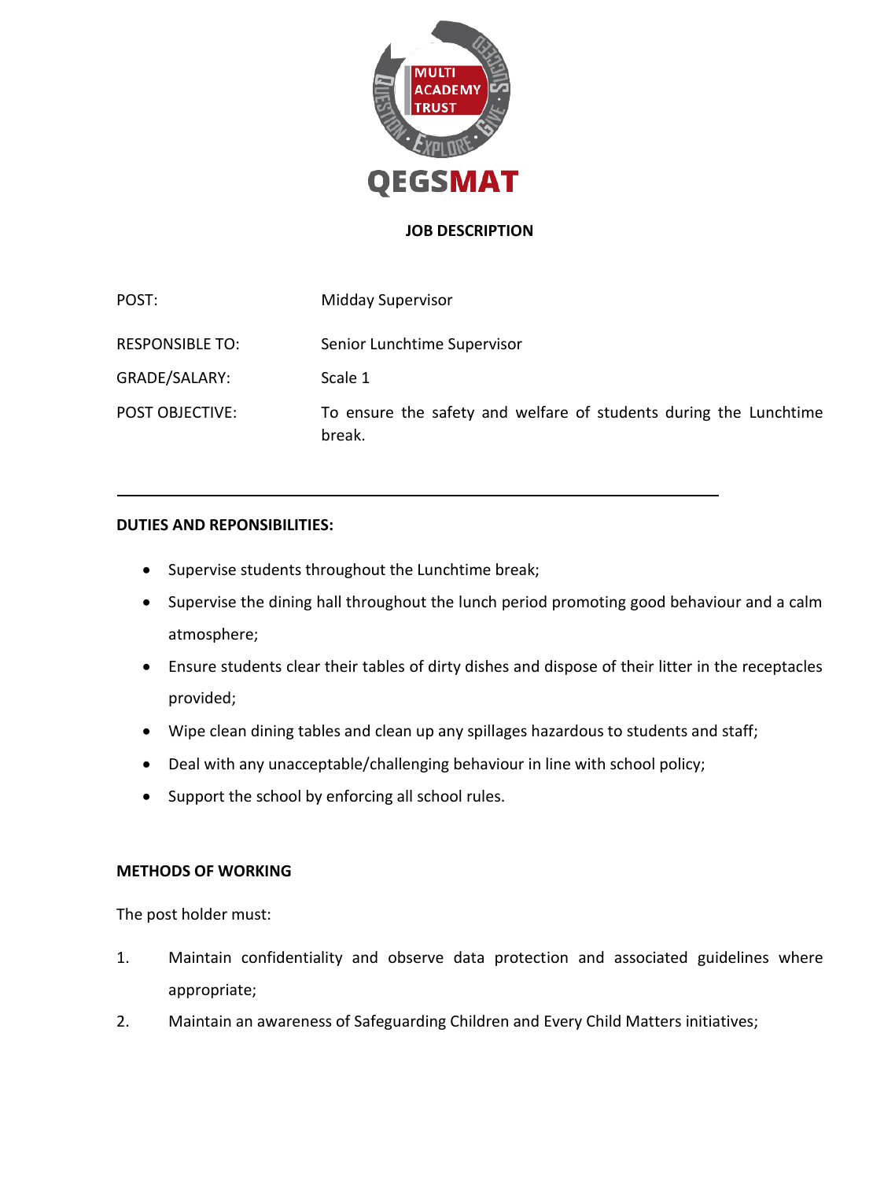QEGSMAT

## JOB DESCRIPTION

| | |
|---|---|
| POST: | Midday Supervisor |
| RESPONSIBLE TO: | Senior Lunchtime Supervisor |
| GRADE/SALARY: | Scale 1 |
| POST OBJECTIVE: | To ensure the safety and welfare of students during the Lunchtime break. |

---

**DUTIES AND REPONSIBILITIES:**

- Supervise students throughout the Lunchtime break;
- Supervise the dining hall throughout the lunch period promoting good behaviour and a calm atmosphere;
- Ensure students clear their tables of dirty dishes and dispose of their litter in the receptacles provided;
- Wipe clean dining tables and clean up any spillages hazardous to students and staff;
- Deal with any unacceptable/challenging behaviour in line with school policy;
- Support the school by enforcing all school rules.

**METHODS OF WORKING**

The post holder must:

1. Maintain confidentiality and observe data protection and associated guidelines where appropriate;
2. Maintain an awareness of Safeguarding Children and Every Child Matters initiatives;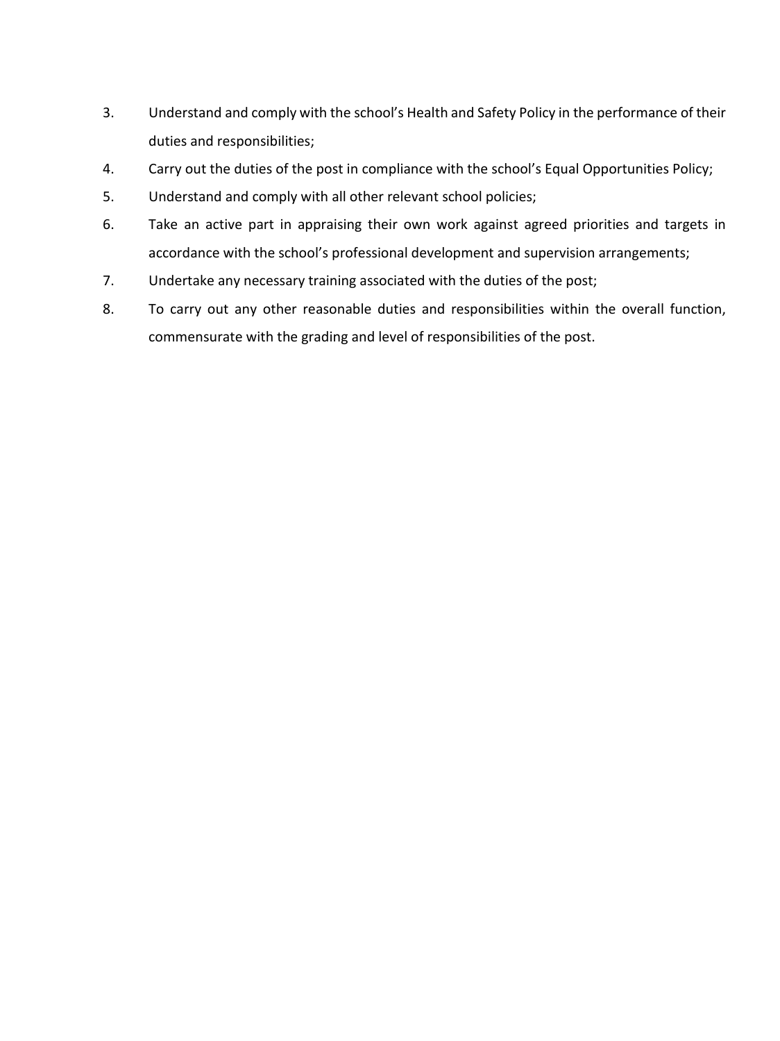3. Understand and comply with the school's Health and Safety Policy in the performance of their duties and responsibilities;
4. Carry out the duties of the post in compliance with the school's Equal Opportunities Policy;
5. Understand and comply with all other relevant school policies;
6. Take an active part in appraising their own work against agreed priorities and targets in accordance with the school's professional development and supervision arrangements;
7. Undertake any necessary training associated with the duties of the post;
8. To carry out any other reasonable duties and responsibilities within the overall function, commensurate with the grading and level of responsibilities of the post.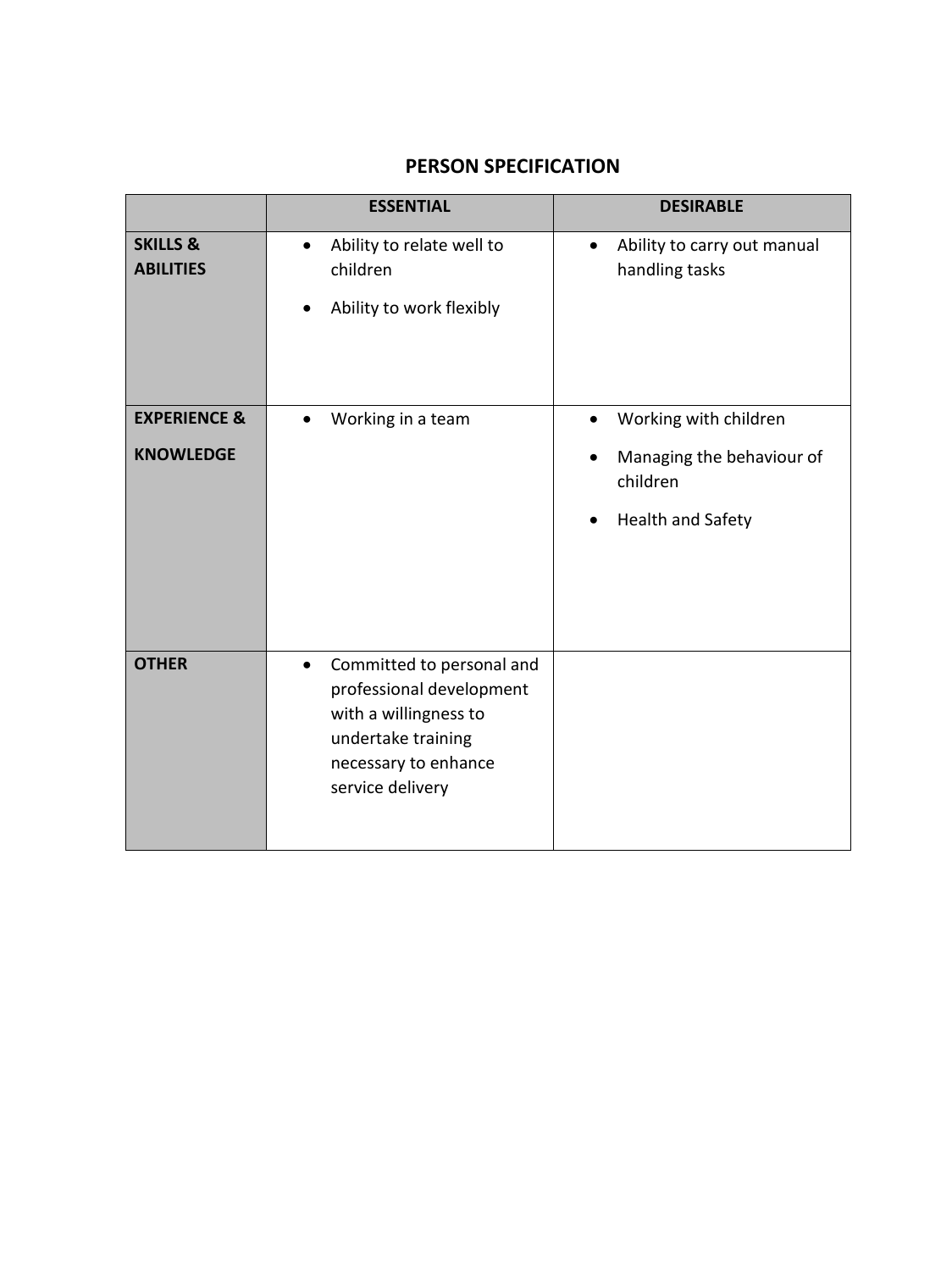# PERSON SPECIFICATION

| | ESSENTIAL | DESIRABLE |
|---|---|---|
| **SKILLS & ABILITIES** | • Ability to relate well to children<br>• Ability to work flexibly | • Ability to carry out manual handling tasks |
| **EXPERIENCE & KNOWLEDGE** | • Working in a team | • Working with children<br>• Managing the behaviour of children<br>• Health and Safety |
| **OTHER** | • Committed to personal and professional development with a willingness to undertake training necessary to enhance service delivery | |